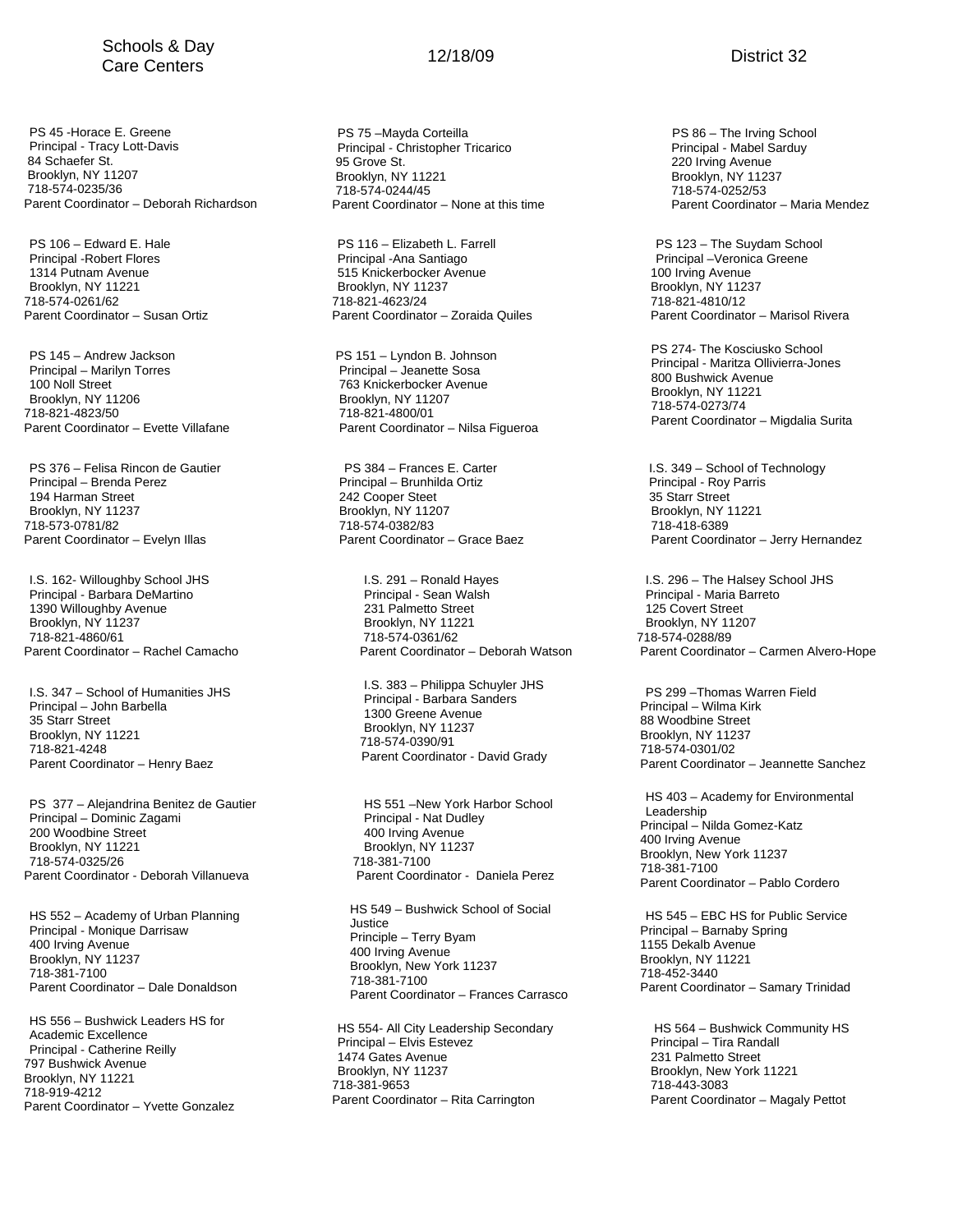# Schools & Day Care Centers

12/18/09

District 32

PS 45 -Horace E. Greene
Principal - Tracy Lott-Davis
84 Schaefer St.
Brooklyn, NY 11207
718-574-0235/36
Parent Coordinator – Deborah Richardson

PS 75 –Mayda Corteilla
Principal - Christopher Tricarico
95 Grove St.
Brooklyn, NY 11221
718-574-0244/45
Parent Coordinator – None at this time

PS 86 – The Irving School
Principal - Mabel Sarduy
220 Irving Avenue
Brooklyn, NY 11237
718-574-0252/53
Parent Coordinator – Maria Mendez

PS 106 – Edward E. Hale
Principal -Robert Flores
1314 Putnam Avenue
Brooklyn, NY 11221
718-574-0261/62
Parent Coordinator – Susan Ortiz

PS 116 – Elizabeth L. Farrell
Principal -Ana Santiago
515 Knickerbocker Avenue
Brooklyn, NY 11237
718-821-4623/24
Parent Coordinator – Zoraida Quiles

PS 123 – The Suydam School
Principal –Veronica Greene
100 Irving Avenue
Brooklyn, NY 11237
718-821-4810/12
Parent Coordinator – Marisol Rivera

PS 145 – Andrew Jackson
Principal – Marilyn Torres
100 Noll Street
Brooklyn, NY 11206
718-821-4823/50
Parent Coordinator – Evette Villafane

PS 151 – Lyndon B. Johnson
Principal – Jeanette Sosa
763 Knickerbocker Avenue
Brooklyn, NY 11207
718-821-4800/01
Parent Coordinator – Nilsa Figueroa

PS 274- The Kosciusko School
Principal - Maritza Ollivierra-Jones
800 Bushwick Avenue
Brooklyn, NY 11221
718-574-0273/74
Parent Coordinator – Migdalia Surita

PS 376 – Felisa Rincon de Gautier
Principal – Brenda Perez
194 Harman Street
Brooklyn, NY 11237
718-573-0781/82
Parent Coordinator – Evelyn Illas

PS 384 – Frances E. Carter
Principal – Brunhilda Ortiz
242 Cooper Steet
Brooklyn, NY 11207
718-574-0382/83
Parent Coordinator – Grace Baez

I.S. 349 – School of Technology
Principal - Roy Parris
35 Starr Street
Brooklyn, NY 11221
718-418-6389
Parent Coordinator – Jerry Hernandez

I.S. 162- Willoughby School JHS
Principal - Barbara DeMartino
1390 Willoughby Avenue
Brooklyn, NY 11237
718-821-4860/61
Parent Coordinator – Rachel Camacho

I.S. 291 – Ronald Hayes
Principal - Sean Walsh
231 Palmetto Street
Brooklyn, NY 11221
718-574-0361/62
Parent Coordinator – Deborah Watson

I.S. 296 – The Halsey School JHS
Principal - Maria Barreto
125 Covert Street
Brooklyn, NY 11207
718-574-0288/89
Parent Coordinator – Carmen Alvero-Hope

I.S. 347 – School of Humanities JHS
Principal – John Barbella
35 Starr Street
Brooklyn, NY 11221
718-821-4248
Parent Coordinator – Henry Baez

I.S. 383 – Philippa Schuyler JHS
Principal - Barbara Sanders
1300 Greene Avenue
Brooklyn, NY 11237
718-574-0390/91
Parent Coordinator - David Grady

PS 299 –Thomas Warren Field
Principal – Wilma Kirk
88 Woodbine Street
Brooklyn, NY 11237
718-574-0301/02
Parent Coordinator – Jeannette Sanchez

PS 377 – Alejandrina Benitez de Gautier
Principal – Dominic Zagami
200 Woodbine Street
Brooklyn, NY 11221
718-574-0325/26
Parent Coordinator - Deborah Villanueva

HS 551 –New York Harbor School
Principal - Nat Dudley
400 Irving Avenue
Brooklyn, NY 11237
718-381-7100
Parent Coordinator - Daniela Perez

HS 403 – Academy for Environmental Leadership
Principal – Nilda Gomez-Katz
400 Irving Avenue
Brooklyn, New York 11237
718-381-7100
Parent Coordinator – Pablo Cordero

HS 552 – Academy of Urban Planning
Principal - Monique Darrisaw
400 Irving Avenue
Brooklyn, NY 11237
718-381-7100
Parent Coordinator – Dale Donaldson

HS 549 – Bushwick School of Social Justice
Principle – Terry Byam
400 Irving Avenue
Brooklyn, New York 11237
718-381-7100
Parent Coordinator – Frances Carrasco

HS 545 – EBC HS for Public Service
Principal – Barnaby Spring
1155 Dekalb Avenue
Brooklyn, NY 11221
718-452-3440
Parent Coordinator – Samary Trinidad

HS 556 – Bushwick Leaders HS for Academic Excellence
Principal - Catherine Reilly
797 Bushwick Avenue
Brooklyn, NY 11221
718-919-4212
Parent Coordinator – Yvette Gonzalez

HS 554- All City Leadership Secondary
Principal – Elvis Estevez
1474 Gates Avenue
Brooklyn, NY 11237
718-381-9653
Parent Coordinator – Rita Carrington

HS 564 – Bushwick Community HS
Principal – Tira Randall
231 Palmetto Street
Brooklyn, New York 11221
718-443-3083
Parent Coordinator – Magaly Pettot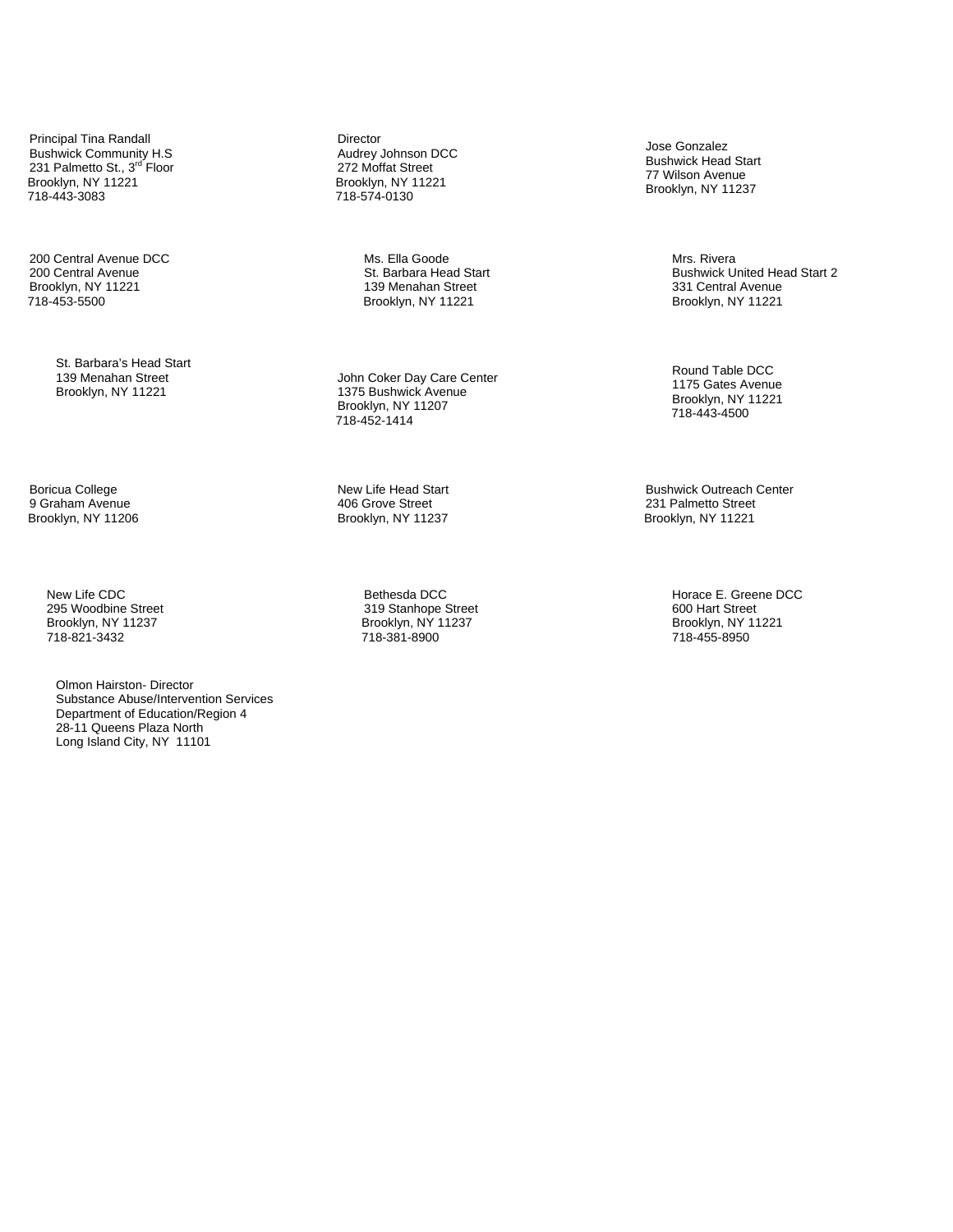Principal Tina Randall
Bushwick Community H.S
231 Palmetto St., 3rd Floor
Brooklyn, NY 11221
718-443-3083

Director
Audrey Johnson DCC
272 Moffat Street
Brooklyn, NY 11221
718-574-0130

Jose Gonzalez
Bushwick Head Start
77 Wilson Avenue
Brooklyn, NY 11237

200 Central Avenue DCC
200 Central Avenue
Brooklyn, NY 11221
718-453-5500

Ms. Ella Goode
St. Barbara Head Start
139 Menahan Street
Brooklyn, NY 11221

Mrs. Rivera
Bushwick United Head Start 2
331 Central Avenue
Brooklyn, NY 11221

St. Barbara's Head Start
139 Menahan Street
Brooklyn, NY 11221

John Coker Day Care Center
1375 Bushwick Avenue
Brooklyn, NY 11207
718-452-1414

Round Table DCC
1175 Gates Avenue
Brooklyn, NY 11221
718-443-4500

Boricua College
9 Graham Avenue
Brooklyn, NY 11206

New Life Head Start
406 Grove Street
Brooklyn, NY 11237

Bushwick Outreach Center
231 Palmetto Street
Brooklyn, NY 11221

New Life CDC
295 Woodbine Street
Brooklyn, NY 11237
718-821-3432

Bethesda DCC
319 Stanhope Street
Brooklyn, NY 11237
718-381-8900

Horace E. Greene DCC
600 Hart Street
Brooklyn, NY 11221
718-455-8950

Olmon Hairston- Director
Substance Abuse/Intervention Services
Department of Education/Region 4
28-11 Queens Plaza North
Long Island City, NY 11101